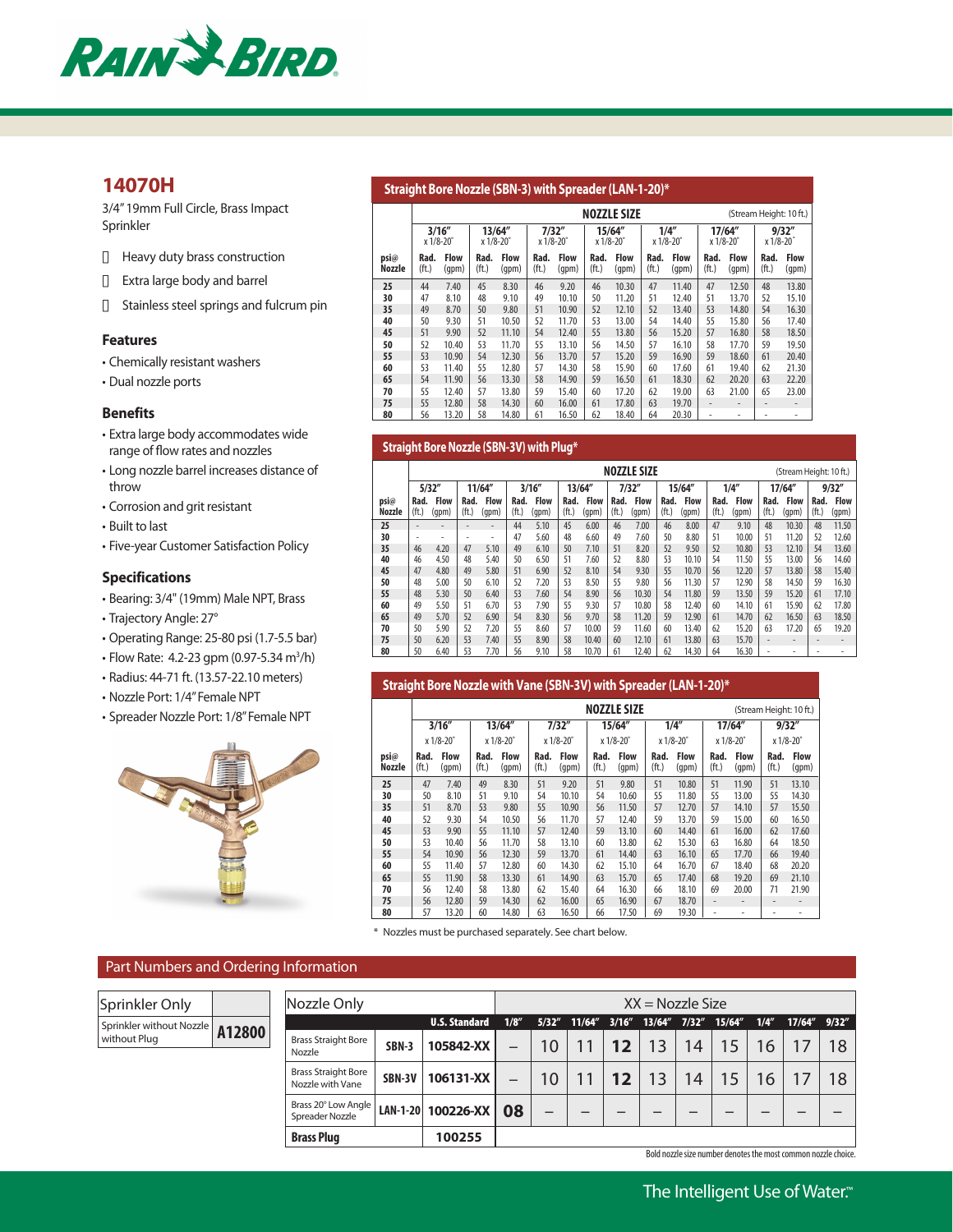# 14070H

3/4" 19mm Full Circle, Brass Impact Sprinkler

- Heavy duty brass construction
- Extra large body and barrel
- Stainless steel springs and fulcrum pin

### Features

- Chemically resistant washers
- Dual nozzle ports

### Benefits

- Extra large body accommodates wide range of flow rates and nozzles
- Long nozzle barrel increases distance of throw
- Corrosion and grit resistant
- Built to last
- Five-year Customer Satisfaction Policy

### Specifications

- Bearing: 3/4" (19mm) Male NPT, Brass
- Trajectory Angle: 27°
- Operating Range: 25-80 psi (1.7-5.5 bar)
- Flow Rate: 4.2-23 gpm (0.97-5.34 $m^3$/h)
- Radius: 44-71 ft. (13.57-22.10 meters)
- Nozzle Port: 1/4" Female NPT
- Spreader Nozzle Port: 1/8" Female NPT

## Straight Bore Nozzle (SBN-3) with Spreader (LAN-1-20)*

NOZZLE SIZE (Stream Height: 10 ft.)

| psi@ Nozzle | 3/16" x 1/8-20° | | 13/64" x 1/8-20° | | 7/32" x 1/8-20° | | 15/64" x 1/8-20° | | 1/4" x 1/8-20° | | 17/64" x 1/8-20° | | 9/32" x 1/8-20° | |
|---|---|---|---|---|---|---|---|---|---|---|---|---|---|---|
| | Rad. (ft.) | Flow (gpm) | Rad. (ft.) | Flow (gpm) | Rad. (ft.) | Flow (gpm) | Rad. (ft.) | Flow (gpm) | Rad. (ft.) | Flow (gpm) | Rad. (ft.) | Flow (gpm) | Rad. (ft.) | Flow (gpm) |
| 25 | 44 | 7.40 | 45 | 8.30 | 46 | 9.20 | 46 | 10.30 | 47 | 11.40 | 47 | 12.50 | 48 | 13.80 |
| 30 | 47 | 8.10 | 48 | 9.10 | 49 | 10.10 | 50 | 11.20 | 51 | 12.40 | 51 | 13.70 | 52 | 15.10 |
| 35 | 49 | 8.70 | 50 | 9.80 | 51 | 10.90 | 52 | 12.10 | 52 | 13.40 | 53 | 14.80 | 54 | 16.30 |
| 40 | 50 | 9.30 | 51 | 10.50 | 52 | 11.70 | 53 | 13.00 | 54 | 14.40 | 55 | 15.80 | 56 | 17.40 |
| 45 | 51 | 9.90 | 52 | 11.10 | 54 | 12.40 | 55 | 13.80 | 56 | 15.20 | 57 | 16.80 | 58 | 18.50 |
| 50 | 52 | 10.40 | 53 | 11.70 | 55 | 13.10 | 56 | 14.50 | 57 | 16.10 | 58 | 17.70 | 59 | 19.50 |
| 55 | 53 | 10.90 | 54 | 12.30 | 56 | 13.70 | 57 | 15.20 | 59 | 16.90 | 59 | 18.60 | 61 | 20.40 |
| 60 | 53 | 11.40 | 55 | 12.80 | 57 | 14.30 | 58 | 15.90 | 60 | 17.60 | 61 | 19.40 | 62 | 21.30 |
| 65 | 54 | 11.90 | 56 | 13.30 | 58 | 14.90 | 59 | 16.50 | 61 | 18.30 | 62 | 20.20 | 63 | 22.20 |
| 70 | 55 | 12.40 | 57 | 13.80 | 59 | 15.40 | 60 | 17.20 | 62 | 19.00 | 63 | 21.00 | 65 | 23.00 |
| 75 | 55 | 12.80 | 58 | 14.30 | 60 | 16.00 | 61 | 17.80 | 63 | 19.70 | - | - | - | - |
| 80 | 56 | 13.20 | 58 | 14.80 | 61 | 16.50 | 62 | 18.40 | 64 | 20.30 | - | - | - | - |

## Straight Bore Nozzle (SBN-3V) with Plug*

NOZZLE SIZE (Stream Height: 10 ft.)

| psi@ Nozzle | 5/32" | | 11/64" | | 3/16" | | 13/64" | | 7/32" | | 15/64" | | 1/4" | | 17/64" | | 9/32" | |
|---|---|---|---|---|---|---|---|---|---|---|---|---|---|---|---|---|---|---|
| | Rad. (ft.) | Flow (gpm) | Rad. (ft.) | Flow (gpm) | Rad. (ft.) | Flow (gpm) | Rad. (ft.) | Flow (gpm) | Rad. (ft.) | Flow (gpm) | Rad. (ft.) | Flow (gpm) | Rad. (ft.) | Flow (gpm) | Rad. (ft.) | Flow (gpm) | Rad. (ft.) | Flow (gpm) |
| 25 | - | - | - | - | 44 | 5.10 | 45 | 6.00 | 46 | 7.00 | 46 | 8.00 | 47 | 9.10 | 48 | 10.30 | 48 | 11.50 |
| 30 | - | - | - | - | 47 | 5.60 | 48 | 6.60 | 49 | 7.60 | 50 | 8.80 | 51 | 10.00 | 51 | 11.20 | 52 | 12.60 |
| 35 | 46 | 4.20 | 47 | 5.10 | 49 | 6.10 | 50 | 7.10 | 51 | 8.20 | 52 | 9.50 | 52 | 10.80 | 53 | 12.10 | 54 | 13.60 |
| 40 | 46 | 4.50 | 48 | 5.40 | 50 | 6.50 | 51 | 7.60 | 52 | 8.80 | 53 | 10.10 | 54 | 11.50 | 55 | 13.00 | 56 | 14.60 |
| 45 | 47 | 4.80 | 49 | 5.80 | 51 | 6.90 | 52 | 8.10 | 54 | 9.30 | 55 | 10.70 | 56 | 12.20 | 57 | 13.80 | 58 | 15.40 |
| 50 | 48 | 5.00 | 50 | 6.10 | 52 | 7.20 | 53 | 8.50 | 55 | 9.80 | 56 | 11.30 | 57 | 12.90 | 58 | 14.50 | 59 | 16.30 |
| 55 | 48 | 5.30 | 50 | 6.40 | 53 | 7.60 | 54 | 8.90 | 56 | 10.30 | 54 | 11.80 | 59 | 13.50 | 59 | 15.20 | 61 | 17.10 |
| 60 | 49 | 5.50 | 51 | 6.70 | 53 | 7.90 | 55 | 9.30 | 57 | 10.80 | 58 | 12.40 | 60 | 14.10 | 61 | 15.90 | 62 | 17.80 |
| 65 | 49 | 5.70 | 52 | 6.90 | 54 | 8.30 | 56 | 9.70 | 58 | 11.20 | 59 | 12.90 | 61 | 14.70 | 62 | 16.50 | 63 | 18.50 |
| 70 | 50 | 5.90 | 52 | 7.20 | 55 | 8.60 | 57 | 10.00 | 59 | 11.60 | 60 | 13.40 | 62 | 15.20 | 63 | 17.20 | 65 | 19.20 |
| 75 | 50 | 6.20 | 53 | 7.40 | 55 | 8.90 | 58 | 10.40 | 60 | 12.10 | 61 | 13.80 | 63 | 15.70 | - | - | - | - |
| 80 | 50 | 6.40 | 53 | 7.70 | 56 | 9.10 | 58 | 10.70 | 61 | 12.40 | 62 | 14.30 | 64 | 16.30 | - | - | - | - |

## Straight Bore Nozzle with Vane (SBN-3V) with Spreader (LAN-1-20)*

NOZZLE SIZE (Stream Height: 10 ft.)

| psi@ Nozzle | 3/16" x 1/8-20° | | 13/64" x 1/8-20° | | 7/32" x 1/8-20° | | 15/64" x 1/8-20° | | 1/4" x 1/8-20° | | 17/64" x 1/8-20° | | 9/32" x 1/8-20° | |
|---|---|---|---|---|---|---|---|---|---|---|---|---|---|---|
| | Rad. (ft.) | Flow (gpm) | Rad. (ft.) | Flow (gpm) | Rad. (ft.) | Flow (gpm) | Rad. (ft.) | Flow (gpm) | Rad. (ft.) | Flow (gpm) | Rad. (ft.) | Flow (gpm) | Rad. (ft.) | Flow (gpm) |
| 25 | 47 | 7.40 | 49 | 8.30 | 51 | 9.20 | 51 | 9.80 | 51 | 10.80 | 51 | 11.90 | 51 | 13.10 |
| 30 | 50 | 8.10 | 51 | 9.10 | 54 | 10.10 | 54 | 10.60 | 55 | 11.80 | 55 | 13.00 | 55 | 14.30 |
| 35 | 51 | 8.70 | 53 | 9.80 | 55 | 10.90 | 56 | 11.50 | 57 | 12.70 | 57 | 14.10 | 57 | 15.50 |
| 40 | 52 | 9.30 | 54 | 10.50 | 56 | 11.70 | 57 | 12.40 | 59 | 13.70 | 59 | 15.00 | 60 | 16.50 |
| 45 | 53 | 9.90 | 55 | 11.10 | 57 | 12.40 | 59 | 13.10 | 60 | 14.40 | 61 | 16.00 | 62 | 17.60 |
| 50 | 53 | 10.40 | 56 | 11.70 | 58 | 13.10 | 60 | 13.80 | 62 | 15.30 | 63 | 16.80 | 64 | 18.50 |
| 55 | 54 | 10.90 | 56 | 12.30 | 59 | 13.70 | 61 | 14.40 | 63 | 16.10 | 65 | 17.70 | 66 | 19.40 |
| 60 | 55 | 11.40 | 57 | 12.80 | 60 | 14.30 | 62 | 15.10 | 64 | 16.70 | 67 | 18.40 | 68 | 20.20 |
| 65 | 55 | 11.90 | 58 | 13.30 | 61 | 14.90 | 63 | 15.70 | 65 | 17.40 | 68 | 19.20 | 69 | 21.10 |
| 70 | 56 | 12.40 | 58 | 13.80 | 62 | 15.40 | 64 | 16.30 | 66 | 18.10 | 69 | 20.00 | 71 | 21.90 |
| 75 | 56 | 12.80 | 59 | 14.30 | 62 | 16.00 | 65 | 16.90 | 67 | 18.70 | - | - | - | - |
| 80 | 57 | 13.20 | 60 | 14.80 | 63 | 16.50 | 66 | 17.50 | 69 | 19.30 | - | - | - | - |

* Nozzles must be purchased separately. See chart below.

## Part Numbers and Ordering Information

| Sprinkler Only | |
|---|---|
| Sprinkler without Nozzle without Plug | **A12800** |

| Nozzle Only | | U.S. Standard | 1/8" | 5/32" | 11/64" | 3/16" | 13/64" | 7/32" | 15/64" | 1/4" | 17/64" | 9/32" |
|---|---|---|---|---|---|---|---|---|---|---|---|---|
| Brass Straight Bore Nozzle | SBN-3 | 105842-XX | – | 10 | 11 | **12** | 13 | 14 | 15 | 16 | 17 | 18 |
| Brass Straight Bore Nozzle with Vane | SBN-3V | 106131-XX | – | 10 | 11 | **12** | 13 | 14 | 15 | 16 | 17 | 18 |
| Brass 20° Low Angle Spreader Nozzle | LAN-1-20 | 100226-XX | 08 | – | – | – | – | – | – | – | – | – |
| **Brass Plug** | | 100255 | | | | | | | | | | |

XX = Nozzle Size

Bold nozzle size number denotes the most common nozzle choice.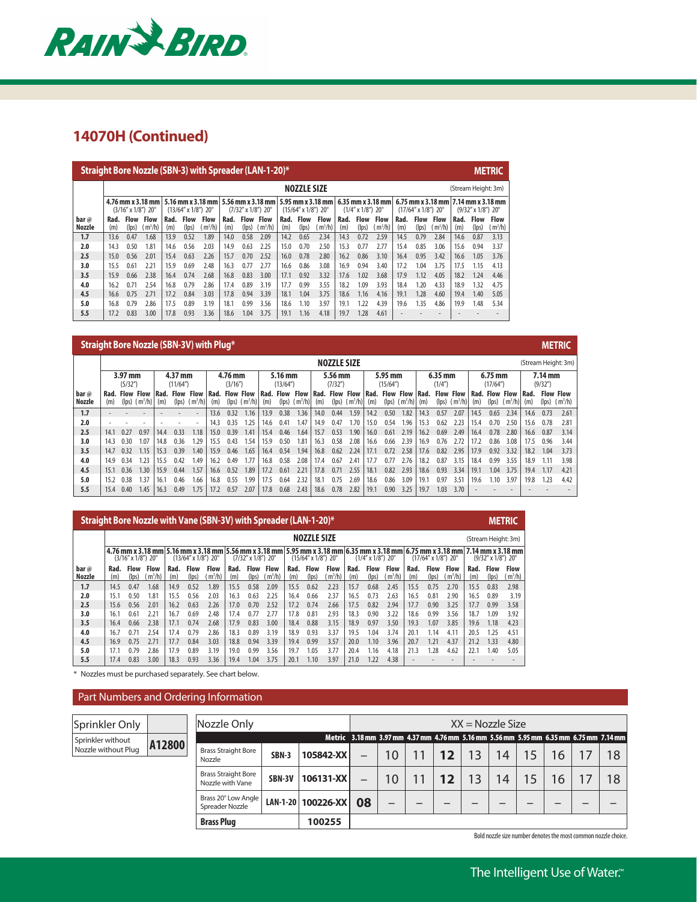## 14070H (Continued)

### Straight Bore Nozzle (SBN-3) with Spreader (LAN-1-20)* — METRIC

NOZZLE SIZE (Stream Height: 3m)

| bar @ Nozzle | 4.76 mm x 3.18 mm (3/16" x 1/8") 20° | | | 5.16 mm x 3.18 mm (13/64" x 1/8") 20° | | | 5.56 mm x 3.18 mm (7/32" x 1/8") 20° | | | 5.95 mm x 3.18 mm (15/64" x 1/8") 20° | | | 6.35 mm x 3.18 mm (1/4" x 1/8") 20° | | | 6.75 mm x 3.18 mm (17/64" x 1/8") 20° | | | 7.14 mm x 3.18 mm (9/32" x 1/8") 20° | | |
|---|---|---|---|---|---|---|---|---|---|---|---|---|---|---|---|---|---|---|---|---|---|
| | Rad. (m) | Flow (lps) | Flow (m³/h) | Rad. (m) | Flow (lps) | Flow (m³/h) | Rad. (m) | Flow (lps) | Flow (m³/h) | Rad. (m) | Flow (lps) | Flow (m³/h) | Rad. (m) | Flow (lps) | Flow (m³/h) | Rad. (m) | Flow (lps) | Flow (m³/h) | Rad. (m) | Flow (lps) | Flow (m³/h) |
| 1.7 | 13.6 | 0.47 | 1.68 | 13.9 | 0.52 | 1.89 | 14.0 | 0.58 | 2.09 | 14.2 | 0.65 | 2.34 | 14.3 | 0.72 | 2.59 | 14.5 | 0.79 | 2.84 | 14.6 | 0.87 | 3.13 |
| 2.0 | 14.3 | 0.50 | 1.81 | 14.6 | 0.56 | 2.03 | 14.9 | 0.63 | 2.25 | 15.0 | 0.70 | 2.50 | 15.3 | 0.77 | 2.77 | 15.4 | 0.85 | 3.06 | 15.6 | 0.94 | 3.37 |
| 2.5 | 15.0 | 0.56 | 2.01 | 15.4 | 0.63 | 2.26 | 15.7 | 0.70 | 2.52 | 16.0 | 0.78 | 2.80 | 16.2 | 0.86 | 3.10 | 16.4 | 0.95 | 3.42 | 16.6 | 1.05 | 3.76 |
| 3.0 | 15.5 | 0.61 | 2.21 | 15.9 | 0.69 | 2.48 | 16.3 | 0.77 | 2.77 | 16.6 | 0.86 | 3.08 | 16.9 | 0.94 | 3.40 | 17.2 | 1.04 | 3.75 | 17.5 | 1.15 | 4.13 |
| 3.5 | 15.9 | 0.66 | 2.38 | 16.4 | 0.74 | 2.68 | 16.8 | 0.83 | 3.00 | 17.1 | 0.92 | 3.32 | 17.6 | 1.02 | 3.68 | 17.9 | 1.12 | 4.05 | 18.2 | 1.24 | 4.46 |
| 4.0 | 16.2 | 0.71 | 2.54 | 16.8 | 0.79 | 2.86 | 17.4 | 0.89 | 3.19 | 17.7 | 0.99 | 3.55 | 18.2 | 1.09 | 3.93 | 18.4 | 1.20 | 4.33 | 18.9 | 1.32 | 4.75 |
| 4.5 | 16.6 | 0.75 | 2.71 | 17.2 | 0.84 | 3.03 | 17.8 | 0.94 | 3.39 | 18.1 | 1.04 | 3.75 | 18.6 | 1.16 | 4.16 | 19.1 | 1.28 | 4.60 | 19.4 | 1.40 | 5.05 |
| 5.0 | 16.8 | 0.79 | 2.86 | 17.5 | 0.89 | 3.19 | 18.1 | 0.99 | 3.56 | 18.6 | 1.10 | 3.97 | 19.1 | 1.22 | 4.39 | 19.6 | 1.35 | 4.86 | 19.9 | 1.48 | 5.34 |
| 5.5 | 17.2 | 0.83 | 3.00 | 17.8 | 0.93 | 3.36 | 18.6 | 1.04 | 3.75 | 19.1 | 1.16 | 4.18 | 19.7 | 1.28 | 4.61 | - | - | - | - | - | - |

### Straight Bore Nozzle (SBN-3V) with Plug* — METRIC

NOZZLE SIZE (Stream Height: 3m)

| bar @ Nozzle | 3.97 mm (5/32") | | | 4.37 mm (11/64") | | | 4.76 mm (3/16") | | | 5.16 mm (13/64") | | | 5.56 mm (7/32") | | | 5.95 mm (15/64") | | | 6.35 mm (1/4") | | | 6.75 mm (17/64") | | | 7.14 mm (9/32") | | |
|---|---|---|---|---|---|---|---|---|---|---|---|---|---|---|---|---|---|---|---|---|---|---|---|---|---|---|---|
| | Rad. (m) | Flow (lps) | Flow (m³/h) | Rad. (m) | Flow (lps) | Flow (m³/h) | Rad. (m) | Flow (lps) | Flow (m³/h) | Rad. (m) | Flow (lps) | Flow (m³/h) | Rad. (m) | Flow (lps) | Flow (m³/h) | Rad. (m) | Flow (lps) | Flow (m³/h) | Rad. (m) | Flow (lps) | Flow (m³/h) | Rad. (m) | Flow (lps) | Flow (m³/h) | Rad. (m) | Flow (lps) | Flow (m³/h) |
| 1.7 | - | - | - | - | - | - | 13.6 | 0.32 | 1.16 | 13.9 | 0.38 | 1.36 | 14.0 | 0.44 | 1.59 | 14.2 | 0.50 | 1.82 | 14.3 | 0.57 | 2.07 | 14.5 | 0.65 | 2.34 | 14.6 | 0.73 | 2.61 |
| 2.0 | - | - | - | - | - | - | 14.3 | 0.35 | 1.25 | 14.6 | 0.41 | 1.47 | 14.9 | 0.47 | 1.70 | 15.0 | 0.54 | 1.96 | 15.3 | 0.62 | 2.23 | 15.4 | 0.70 | 2.50 | 15.6 | 0.78 | 2.81 |
| 2.5 | 14.1 | 0.27 | 0.97 | 14.4 | 0.33 | 1.18 | 15.0 | 0.39 | 1.41 | 15.4 | 0.46 | 1.64 | 15.7 | 0.53 | 1.90 | 16.0 | 0.61 | 2.19 | 16.2 | 0.69 | 2.49 | 16.4 | 0.78 | 2.80 | 16.6 | 0.87 | 3.14 |
| 3.0 | 14.3 | 0.30 | 1.07 | 14.8 | 0.36 | 1.29 | 15.5 | 0.43 | 1.54 | 15.9 | 0.50 | 1.81 | 16.3 | 0.58 | 2.08 | 16.6 | 0.66 | 2.39 | 16.9 | 0.76 | 2.72 | 17.2 | 0.86 | 3.08 | 17.5 | 0.96 | 3.44 |
| 3.5 | 14.7 | 0.32 | 1.15 | 15.3 | 0.39 | 1.40 | 15.9 | 0.46 | 1.65 | 16.4 | 0.54 | 1.94 | 16.8 | 0.62 | 2.24 | 17.1 | 0.72 | 2.58 | 17.6 | 0.82 | 2.95 | 17.9 | 0.92 | 3.32 | 18.2 | 1.04 | 3.73 |
| 4.0 | 14.9 | 0.34 | 1.23 | 15.5 | 0.42 | 1.49 | 16.2 | 0.49 | 1.77 | 16.8 | 0.58 | 2.08 | 17.4 | 0.67 | 2.41 | 17.7 | 0.77 | 2.76 | 18.2 | 0.87 | 3.15 | 18.4 | 0.99 | 3.55 | 18.9 | 1.11 | 3.98 |
| 4.5 | 15.1 | 0.36 | 1.30 | 15.9 | 0.44 | 1.57 | 16.6 | 0.52 | 1.89 | 17.2 | 0.61 | 2.21 | 17.8 | 0.71 | 2.55 | 18.1 | 0.82 | 2.93 | 18.6 | 0.93 | 3.34 | 19.1 | 1.04 | 3.75 | 19.4 | 1.17 | 4.21 |
| 5.0 | 15.2 | 0.38 | 1.37 | 16.1 | 0.46 | 1.66 | 16.8 | 0.55 | 1.99 | 17.5 | 0.64 | 2.32 | 18.1 | 0.75 | 2.69 | 18.6 | 0.86 | 3.09 | 19.1 | 0.97 | 3.51 | 19.6 | 1.10 | 3.97 | 19.8 | 1.23 | 4.42 |
| 5.5 | 15.4 | 0.40 | 1.45 | 16.3 | 0.49 | 1.75 | 17.2 | 0.57 | 2.07 | 17.8 | 0.68 | 2.43 | 18.6 | 0.78 | 2.82 | 19.1 | 0.90 | 3.25 | 19.7 | 1.03 | 3.70 | - | - | - | - | - | - |

### Straight Bore Nozzle with Vane (SBN-3V) with Spreader (LAN-1-20)* — METRIC

NOZZLE SIZE (Stream Height: 3m)

| bar @ Nozzle | 4.76 mm x 3.18 mm (3/16" x 1/8") 20° | | | 5.16 mm x 3.18 mm (13/64" x 1/8") 20° | | | 5.56 mm x 3.18 mm (7/32" x 1/8") 20° | | | 5.95 mm x 3.18 mm (15/64" x 1/8") 20° | | | 6.35 mm x 3.18 mm (1/4" x 1/8") 20° | | | 6.75 mm x 3.18 mm (17/64" x 1/8") 20° | | | 7.14 mm x 3.18 mm (9/32" x 1/8") 20° | | |
|---|---|---|---|---|---|---|---|---|---|---|---|---|---|---|---|---|---|---|---|---|---|
| | Rad. (m) | Flow (lps) | Flow (m³/h) | Rad. (m) | Flow (lps) | Flow (m³/h) | Rad. (m) | Flow (lps) | Flow (m³/h) | Rad. (m) | Flow (lps) | Flow (m³/h) | Rad. (m) | Flow (lps) | Flow (m³/h) | Rad. (m) | Flow (lps) | Flow (m³/h) | Rad. (m) | Flow (lps) | Flow (m³/h) |
| 1.7 | 14.5 | 0.47 | 1.68 | 14.9 | 0.52 | 1.89 | 15.5 | 0.58 | 2.09 | 15.5 | 0.62 | 2.23 | 15.7 | 0.68 | 2.45 | 15.5 | 0.75 | 2.70 | 15.5 | 0.83 | 2.98 |
| 2.0 | 15.1 | 0.50 | 1.81 | 15.5 | 0.56 | 2.03 | 16.3 | 0.63 | 2.25 | 16.4 | 0.66 | 2.37 | 16.5 | 0.73 | 2.63 | 16.5 | 0.81 | 2.90 | 16.5 | 0.89 | 3.19 |
| 2.5 | 15.6 | 0.56 | 2.01 | 16.2 | 0.63 | 2.26 | 17.0 | 0.70 | 2.52 | 17.2 | 0.74 | 2.66 | 17.5 | 0.82 | 2.94 | 17.7 | 0.90 | 3.25 | 17.7 | 0.99 | 3.58 |
| 3.0 | 16.1 | 0.61 | 2.21 | 16.7 | 0.69 | 2.48 | 17.4 | 0.77 | 2.77 | 17.8 | 0.81 | 2.93 | 18.3 | 0.90 | 3.22 | 18.6 | 0.99 | 3.56 | 18.7 | 1.09 | 3.92 |
| 3.5 | 16.4 | 0.66 | 2.38 | 17.1 | 0.74 | 2.68 | 17.9 | 0.83 | 3.00 | 18.4 | 0.88 | 3.15 | 18.9 | 0.97 | 3.50 | 19.3 | 1.07 | 3.85 | 19.6 | 1.18 | 4.23 |
| 4.0 | 16.7 | 0.71 | 2.54 | 17.4 | 0.79 | 2.86 | 18.3 | 0.89 | 3.19 | 18.9 | 0.93 | 3.37 | 19.5 | 1.04 | 3.74 | 20.1 | 1.14 | 4.11 | 20.5 | 1.25 | 4.51 |
| 4.5 | 16.9 | 0.75 | 2.71 | 17.7 | 0.84 | 3.03 | 18.8 | 0.94 | 3.39 | 19.4 | 0.99 | 3.57 | 20.0 | 1.10 | 3.96 | 20.7 | 1.21 | 4.37 | 21.2 | 1.33 | 4.80 |
| 5.0 | 17.1 | 0.79 | 2.86 | 17.9 | 0.89 | 3.19 | 19.0 | 0.99 | 3.56 | 19.7 | 1.05 | 3.77 | 20.4 | 1.16 | 4.18 | 21.3 | 1.28 | 4.62 | 22.1 | 1.40 | 5.05 |
| 5.5 | 17.4 | 0.83 | 3.00 | 18.3 | 0.93 | 3.36 | 19.4 | 1.04 | 3.75 | 20.1 | 1.10 | 3.97 | 21.0 | 1.22 | 4.38 | - | - | - | - | - | - |

* Nozzles must be purchased separately. See chart below.

## Part Numbers and Ordering Information

| Sprinkler Only | |
|---|---|
| Sprinkler without Nozzle without Plug | A12800 |

| Nozzle Only | | | XX = Nozzle Size | | | | | | | | | |
|---|---|---|---|---|---|---|---|---|---|---|---|---|
| | | Metric | 3.18 mm | 3.97 mm | 4.37 mm | 4.76 mm | 5.16 mm | 5.56 mm | 5.95 mm | 6.35 mm | 6.75 mm | 7.14 mm |
| Brass Straight Bore Nozzle | SBN-3 | 105842-XX | – | 10 | 11 | **12** | 13 | 14 | 15 | 16 | 17 | 18 |
| Brass Straight Bore Nozzle with Vane | SBN-3V | 106131-XX | – | 10 | 11 | **12** | 13 | 14 | 15 | 16 | 17 | 18 |
| Brass 20° Low Angle Spreader Nozzle | LAN-1-20 | 100226-XX | **08** | – | – | – | – | – | – | – | – | – |
| **Brass Plug** | | 100255 | | | | | | | | | | |

Bold nozzle size number denotes the most common nozzle choice.

The Intelligent Use of Water.™